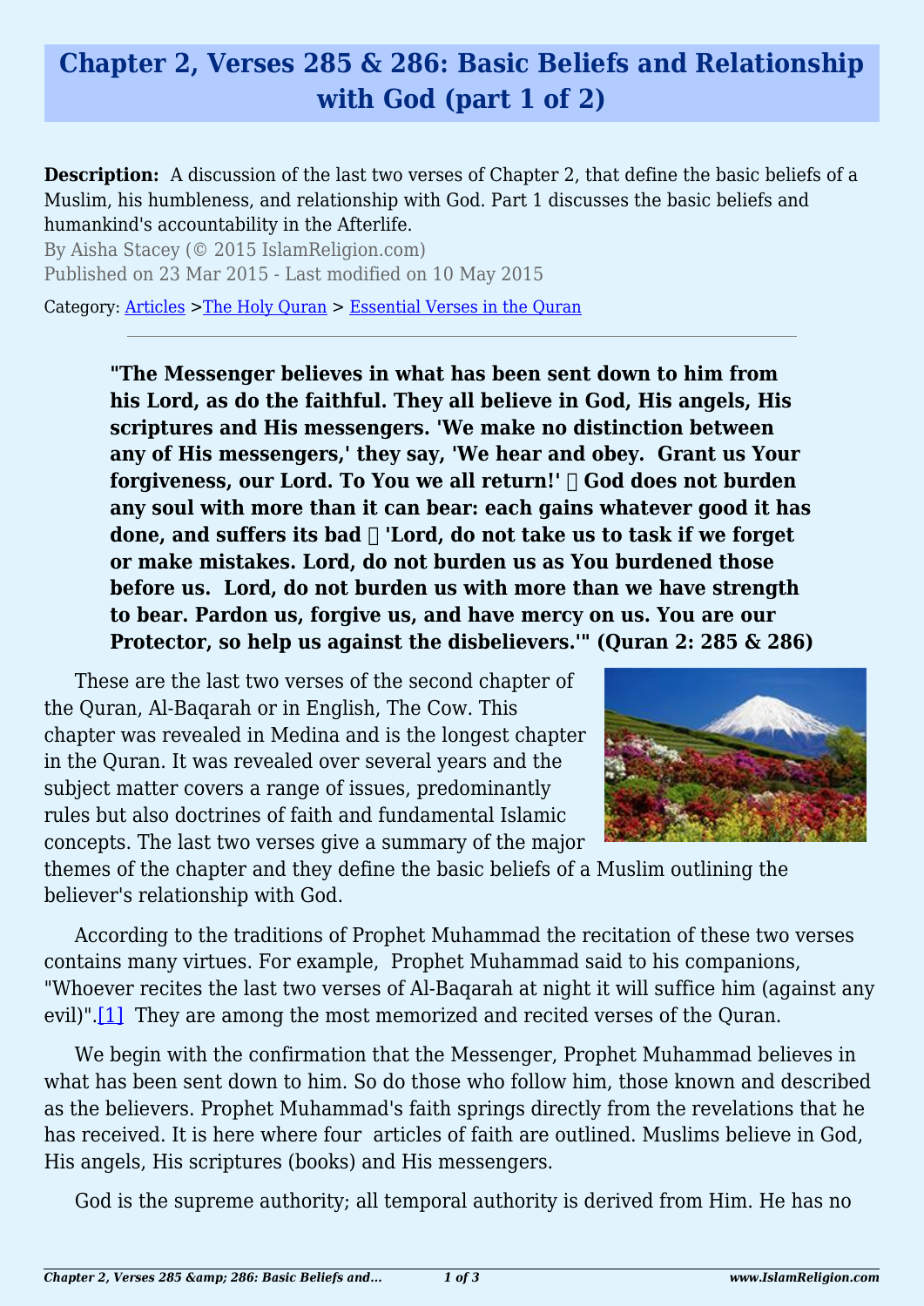# Chapter 2, Verses 285 & 286: Basic Beliefs and Relationship with God (part 1 of 2)

**Description:** A discussion of the last two verses of Chapter 2, that define the basic beliefs of a Muslim, his humbleness, and relationship with God. Part 1 discusses the basic beliefs and humankind's accountability in the Afterlife.

By Aisha Stacey (© 2015 IslamReligion.com)

Published on 23 Mar 2015 - Last modified on 10 May 2015

Category: Articles >The Holy Quran > Essential Verses in the Quran

---

> **"The Messenger believes in what has been sent down to him from his Lord, as do the faithful. They all believe in God, His angels, His scriptures and His messengers. 'We make no distinction between any of His messengers,' they say, 'We hear and obey. Grant us Your forgiveness, our Lord. To You we all return!' ￼ God does not burden any soul with more than it can bear: each gains whatever good it has done, and suffers its bad ￼ 'Lord, do not take us to task if we forget or make mistakes. Lord, do not burden us as You burdened those before us. Lord, do not burden us with more than we have strength to bear. Pardon us, forgive us, and have mercy on us. You are our Protector, so help us against the disbelievers.'" (Quran 2: 285 & 286)**

These are the last two verses of the second chapter of the Quran, Al-Baqarah or in English, The Cow. This chapter was revealed in Medina and is the longest chapter in the Quran. It was revealed over several years and the subject matter covers a range of issues, predominantly rules but also doctrines of faith and fundamental Islamic concepts. The last two verses give a summary of the major themes of the chapter and they define the basic beliefs of a Muslim outlining the believer's relationship with God.

According to the traditions of Prophet Muhammad the recitation of these two verses contains many virtues. For example, Prophet Muhammad said to his companions, "Whoever recites the last two verses of Al-Baqarah at night it will suffice him (against any evil)".[1] They are among the most memorized and recited verses of the Quran.

We begin with the confirmation that the Messenger, Prophet Muhammad believes in what has been sent down to him. So do those who follow him, those known and described as the believers. Prophet Muhammad's faith springs directly from the revelations that he has received. It is here where four articles of faith are outlined. Muslims believe in God, His angels, His scriptures (books) and His messengers.

God is the supreme authority; all temporal authority is derived from Him. He has no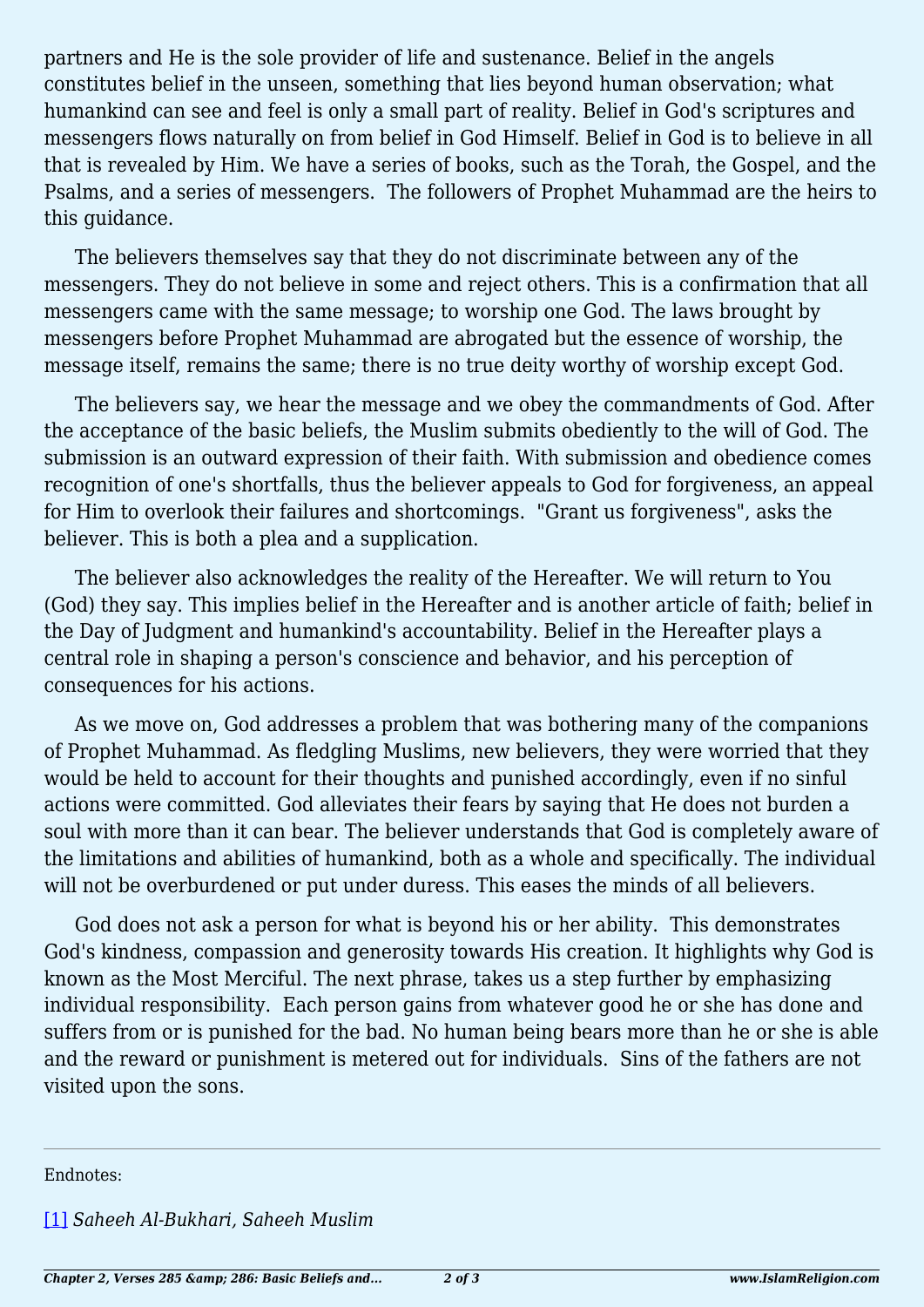partners and He is the sole provider of life and sustenance. Belief in the angels constitutes belief in the unseen, something that lies beyond human observation; what humankind can see and feel is only a small part of reality. Belief in God's scriptures and messengers flows naturally on from belief in God Himself. Belief in God is to believe in all that is revealed by Him. We have a series of books, such as the Torah, the Gospel, and the Psalms, and a series of messengers. The followers of Prophet Muhammad are the heirs to this guidance.

The believers themselves say that they do not discriminate between any of the messengers. They do not believe in some and reject others. This is a confirmation that all messengers came with the same message; to worship one God. The laws brought by messengers before Prophet Muhammad are abrogated but the essence of worship, the message itself, remains the same; there is no true deity worthy of worship except God.

The believers say, we hear the message and we obey the commandments of God. After the acceptance of the basic beliefs, the Muslim submits obediently to the will of God. The submission is an outward expression of their faith. With submission and obedience comes recognition of one's shortfalls, thus the believer appeals to God for forgiveness, an appeal for Him to overlook their failures and shortcomings. "Grant us forgiveness", asks the believer. This is both a plea and a supplication.

The believer also acknowledges the reality of the Hereafter. We will return to You (God) they say. This implies belief in the Hereafter and is another article of faith; belief in the Day of Judgment and humankind's accountability. Belief in the Hereafter plays a central role in shaping a person's conscience and behavior, and his perception of consequences for his actions.

As we move on, God addresses a problem that was bothering many of the companions of Prophet Muhammad. As fledgling Muslims, new believers, they were worried that they would be held to account for their thoughts and punished accordingly, even if no sinful actions were committed. God alleviates their fears by saying that He does not burden a soul with more than it can bear. The believer understands that God is completely aware of the limitations and abilities of humankind, both as a whole and specifically. The individual will not be overburdened or put under duress. This eases the minds of all believers.

God does not ask a person for what is beyond his or her ability. This demonstrates God's kindness, compassion and generosity towards His creation. It highlights why God is known as the Most Merciful. The next phrase, takes us a step further by emphasizing individual responsibility. Each person gains from whatever good he or she has done and suffers from or is punished for the bad. No human being bears more than he or she is able and the reward or punishment is metered out for individuals. Sins of the fathers are not visited upon the sons.

---

Endnotes:

[1] *Saheeh Al-Bukhari, Saheeh Muslim*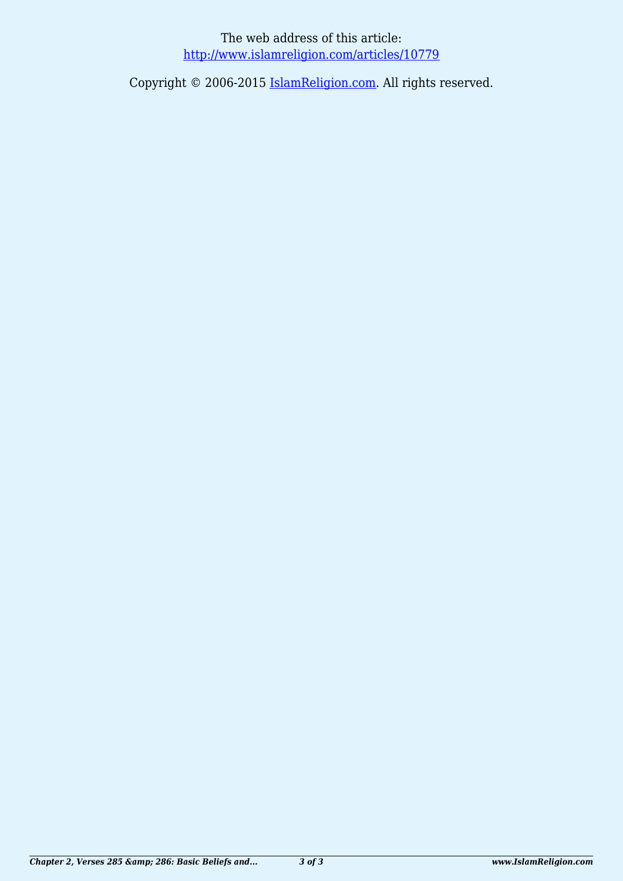The web address of this article:
http://www.islamreligion.com/articles/10779

Copyright © 2006-2015 IslamReligion.com. All rights reserved.